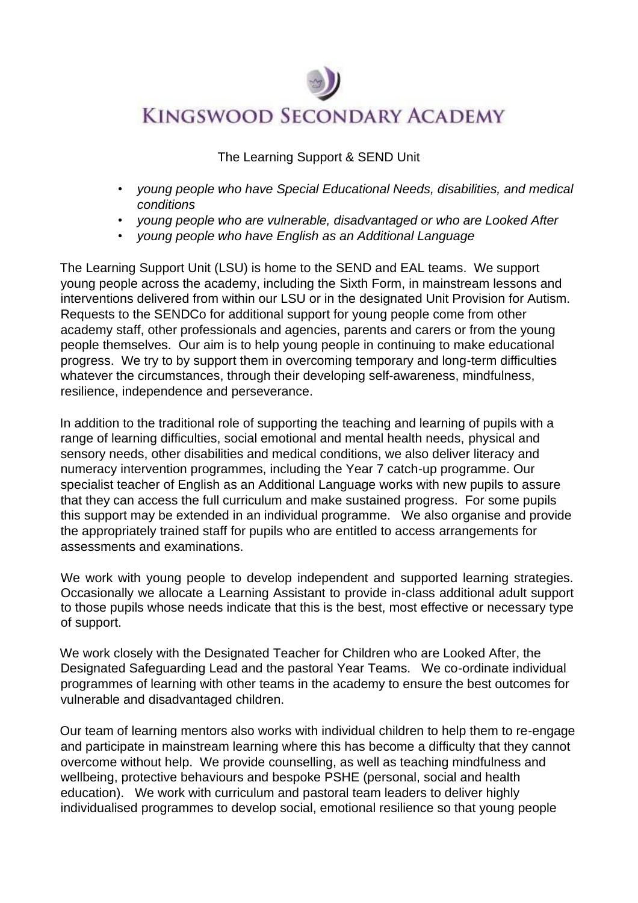# Kingswood Secondary Academy

## The Learning Support & SEND Unit

- *young people who have Special Educational Needs, disabilities, and medical conditions*
- *young people who are vulnerable, disadvantaged or who are Looked After*
- *young people who have English as an Additional Language*

The Learning Support Unit (LSU) is home to the SEND and EAL teams. We support young people across the academy, including the Sixth Form, in mainstream lessons and interventions delivered from within our LSU or in the designated Unit Provision for Autism. Requests to the SENDCo for additional support for young people come from other academy staff, other professionals and agencies, parents and carers or from the young people themselves. Our aim is to help young people in continuing to make educational progress. We try to by support them in overcoming temporary and long-term difficulties whatever the circumstances, through their developing self-awareness, mindfulness, resilience, independence and perseverance.

In addition to the traditional role of supporting the teaching and learning of pupils with a range of learning difficulties, social emotional and mental health needs, physical and sensory needs, other disabilities and medical conditions, we also deliver literacy and numeracy intervention programmes, including the Year 7 catch-up programme. Our specialist teacher of English as an Additional Language works with new pupils to assure that they can access the full curriculum and make sustained progress. For some pupils this support may be extended in an individual programme. We also organise and provide the appropriately trained staff for pupils who are entitled to access arrangements for assessments and examinations.

We work with young people to develop independent and supported learning strategies. Occasionally we allocate a Learning Assistant to provide in-class additional adult support to those pupils whose needs indicate that this is the best, most effective or necessary type of support.

We work closely with the Designated Teacher for Children who are Looked After, the Designated Safeguarding Lead and the pastoral Year Teams. We co-ordinate individual programmes of learning with other teams in the academy to ensure the best outcomes for vulnerable and disadvantaged children.

Our team of learning mentors also works with individual children to help them to re-engage and participate in mainstream learning where this has become a difficulty that they cannot overcome without help. We provide counselling, as well as teaching mindfulness and wellbeing, protective behaviours and bespoke PSHE (personal, social and health education). We work with curriculum and pastoral team leaders to deliver highly individualised programmes to develop social, emotional resilience so that young people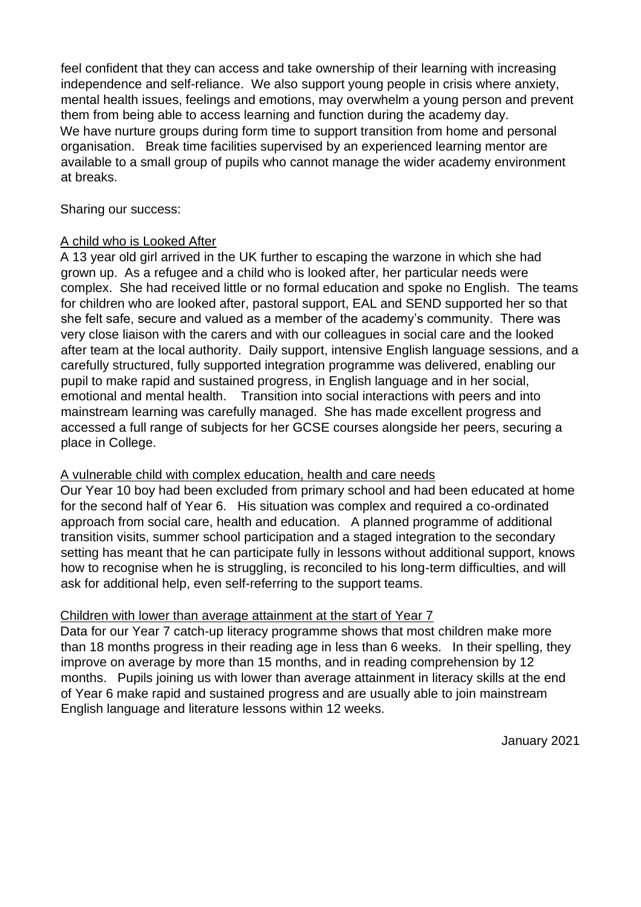feel confident that they can access and take ownership of their learning with increasing independence and self-reliance. We also support young people in crisis where anxiety, mental health issues, feelings and emotions, may overwhelm a young person and prevent them from being able to access learning and function during the academy day.
We have nurture groups during form time to support transition from home and personal organisation. Break time facilities supervised by an experienced learning mentor are available to a small group of pupils who cannot manage the wider academy environment at breaks.

Sharing our success:

<u>A child who is Looked After</u>

A 13 year old girl arrived in the UK further to escaping the warzone in which she had grown up. As a refugee and a child who is looked after, her particular needs were complex. She had received little or no formal education and spoke no English. The teams for children who are looked after, pastoral support, EAL and SEND supported her so that she felt safe, secure and valued as a member of the academy's community. There was very close liaison with the carers and with our colleagues in social care and the looked after team at the local authority. Daily support, intensive English language sessions, and a carefully structured, fully supported integration programme was delivered, enabling our pupil to make rapid and sustained progress, in English language and in her social, emotional and mental health. Transition into social interactions with peers and into mainstream learning was carefully managed. She has made excellent progress and accessed a full range of subjects for her GCSE courses alongside her peers, securing a place in College.

<u>A vulnerable child with complex education, health and care needs</u>

Our Year 10 boy had been excluded from primary school and had been educated at home for the second half of Year 6. His situation was complex and required a co-ordinated approach from social care, health and education. A planned programme of additional transition visits, summer school participation and a staged integration to the secondary setting has meant that he can participate fully in lessons without additional support, knows how to recognise when he is struggling, is reconciled to his long-term difficulties, and will ask for additional help, even self-referring to the support teams.

<u>Children with lower than average attainment at the start of Year 7</u>

Data for our Year 7 catch-up literacy programme shows that most children make more than 18 months progress in their reading age in less than 6 weeks. In their spelling, they improve on average by more than 15 months, and in reading comprehension by 12 months. Pupils joining us with lower than average attainment in literacy skills at the end of Year 6 make rapid and sustained progress and are usually able to join mainstream English language and literature lessons within 12 weeks.

January 2021